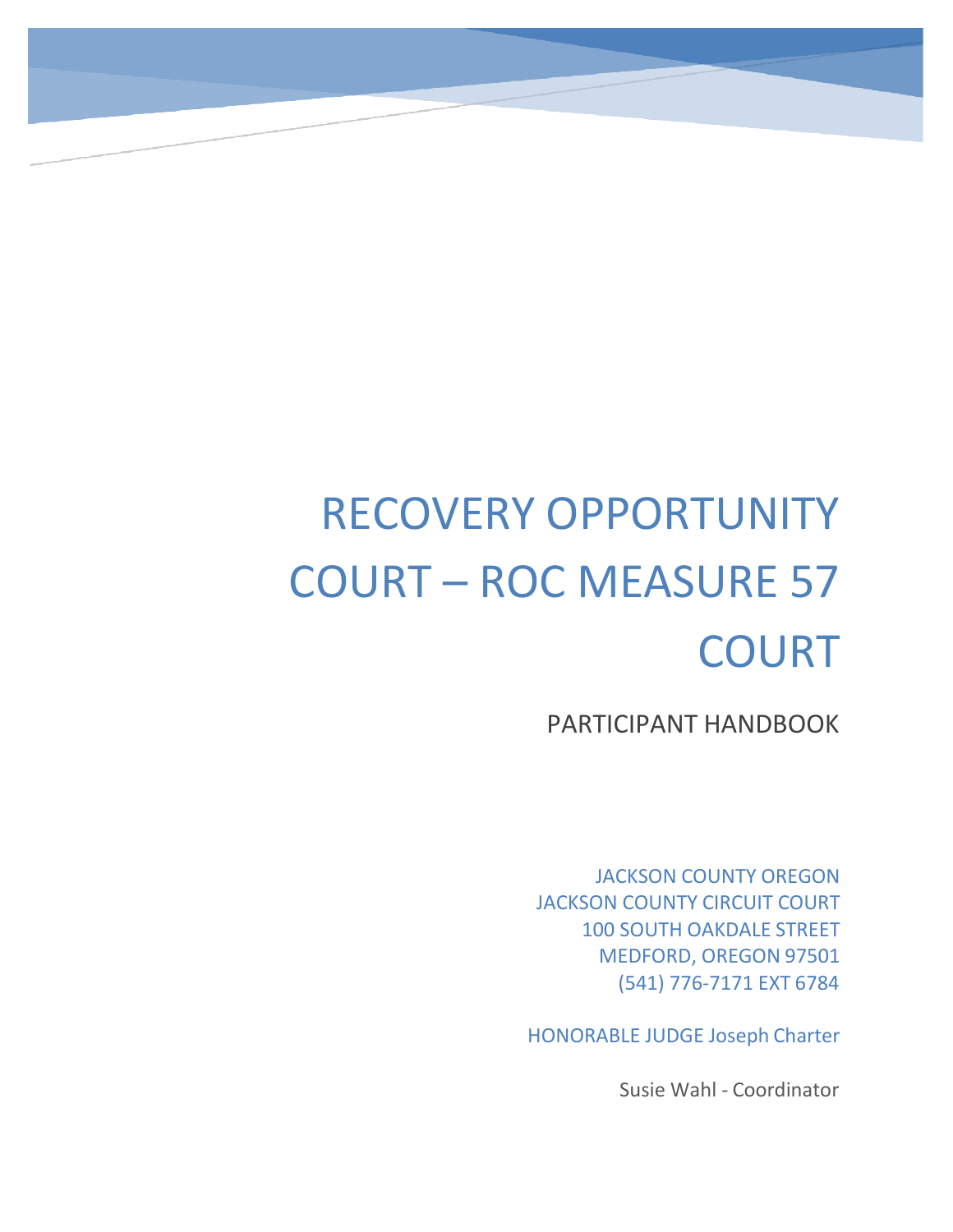# RECOVERY OPPORTUNITY COURT – ROC MEASURE 57 COURT

## PARTICIPANT HANDBOOK

JACKSON COUNTY OREGON
JACKSON COUNTY CIRCUIT COURT
100 SOUTH OAKDALE STREET
MEDFORD, OREGON 97501
(541) 776-7171 EXT 6784

HONORABLE JUDGE Joseph Charter

Susie Wahl - Coordinator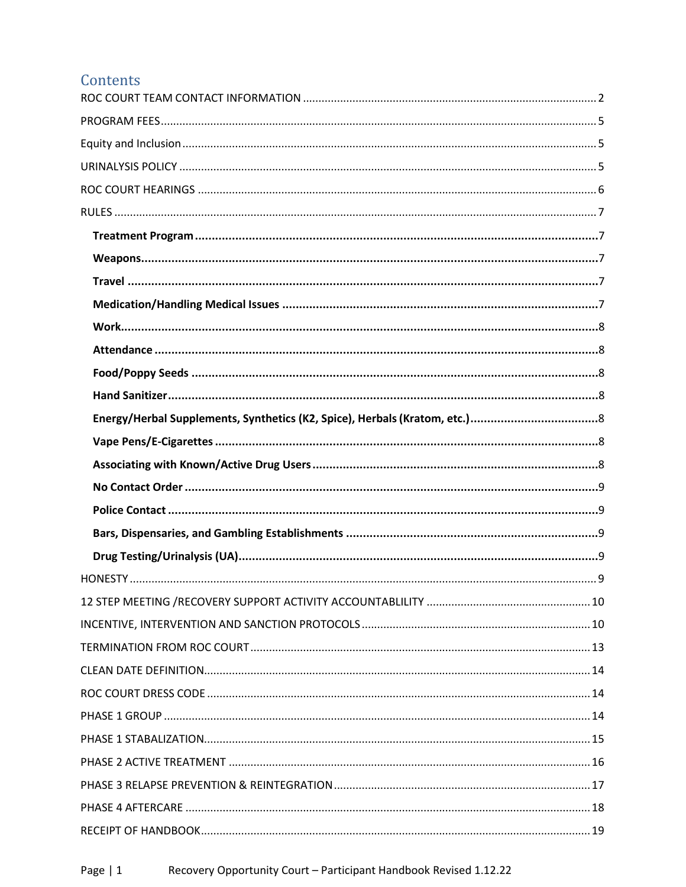# Contents

ROC COURT TEAM CONTACT INFORMATION ............................................................ 2

PROGRAM FEES ............................................................ 5

Equity and Inclusion ............................................................ 5

URINALYSIS POLICY ............................................................ 5

ROC COURT HEARINGS ............................................................ 6

RULES ............................................................ 7

- **Treatment Program** ............................................................ 7
- **Weapons** ............................................................ 7
- **Travel** ............................................................ 7
- **Medication/Handling Medical Issues** ............................................................ 7
- **Work** ............................................................ 8
- **Attendance** ............................................................ 8
- **Food/Poppy Seeds** ............................................................ 8
- **Hand Sanitizer** ............................................................ 8
- **Energy/Herbal Supplements, Synthetics (K2, Spice), Herbals (Kratom, etc.)** ............................................................ 8
- **Vape Pens/E-Cigarettes** ............................................................ 8
- **Associating with Known/Active Drug Users** ............................................................ 8
- **No Contact Order** ............................................................ 9
- **Police Contact** ............................................................ 9
- **Bars, Dispensaries, and Gambling Establishments** ............................................................ 9
- **Drug Testing/Urinalysis (UA)** ............................................................ 9

HONESTY ............................................................ 9

12 STEP MEETING /RECOVERY SUPPORT ACTIVITY ACCOUNTABLILITY ............................................................ 10

INCENTIVE, INTERVENTION AND SANCTION PROTOCOLS ............................................................ 10

TERMINATION FROM ROC COURT ............................................................ 13

CLEAN DATE DEFINITION ............................................................ 14

ROC COURT DRESS CODE ............................................................ 14

PHASE 1 GROUP ............................................................ 14

PHASE 1 STABALIZATION ............................................................ 15

PHASE 2 ACTIVE TREATMENT ............................................................ 16

PHASE 3 RELAPSE PREVENTION & REINTEGRATION ............................................................ 17

PHASE 4 AFTERCARE ............................................................ 18

RECEIPT OF HANDBOOK ............................................................ 19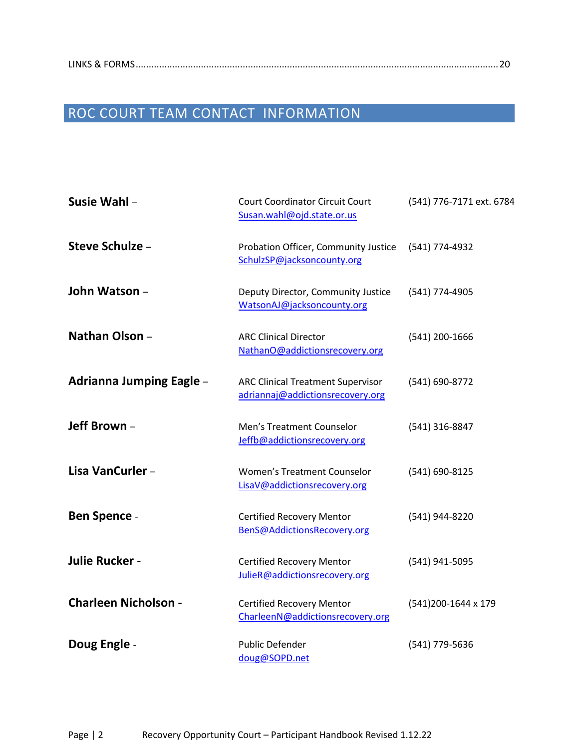LINKS & FORMS........................................................................................................................................ 20

## ROC COURT TEAM CONTACT INFORMATION

| | | |
|---|---|---|
| **Susie Wahl** – | Court Coordinator Circuit Court<br>Susan.wahl@ojd.state.or.us | (541) 776-7171 ext. 6784 |
| **Steve Schulze** – | Probation Officer, Community Justice<br>SchulzSP@jacksoncounty.org | (541) 774-4932 |
| **John Watson** – | Deputy Director, Community Justice<br>WatsonAJ@jacksoncounty.org | (541) 774-4905 |
| **Nathan Olson** – | ARC Clinical Director<br>NathanO@addictionsrecovery.org | (541) 200-1666 |
| **Adrianna Jumping Eagle** – | ARC Clinical Treatment Supervisor<br>adriannaj@addictionsrecovery.org | (541) 690-8772 |
| **Jeff Brown** – | Men's Treatment Counselor<br>Jeffb@addictionsrecovery.org | (541) 316-8847 |
| **Lisa VanCurler** – | Women's Treatment Counselor<br>LisaV@addictionsrecovery.org | (541) 690-8125 |
| **Ben Spence** - | Certified Recovery Mentor<br>BenS@AddictionsRecovery.org | (541) 944-8220 |
| **Julie Rucker** - | Certified Recovery Mentor<br>JulieR@addictionsrecovery.org | (541) 941-5095 |
| **Charleen Nicholson -** | Certified Recovery Mentor<br>CharleenN@addictionsrecovery.org | (541)200-1644 x 179 |
| **Doug Engle** - | Public Defender<br>doug@SOPD.net | (541) 779-5636 |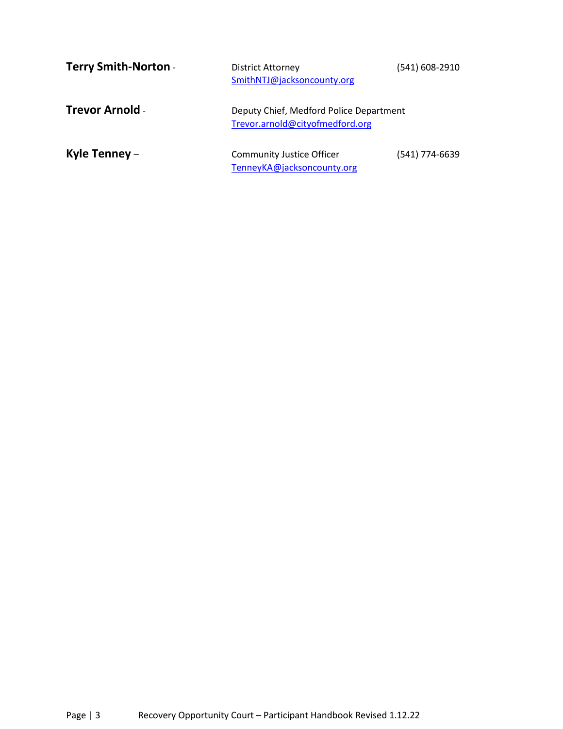**Terry Smith-Norton** - District Attorney (541) 608-2910
SmithNTJ@jacksoncounty.org

**Trevor Arnold** - Deputy Chief, Medford Police Department
Trevor.arnold@cityofmedford.org

**Kyle Tenney** – Community Justice Officer (541) 774-6639
TenneyKA@jacksoncounty.org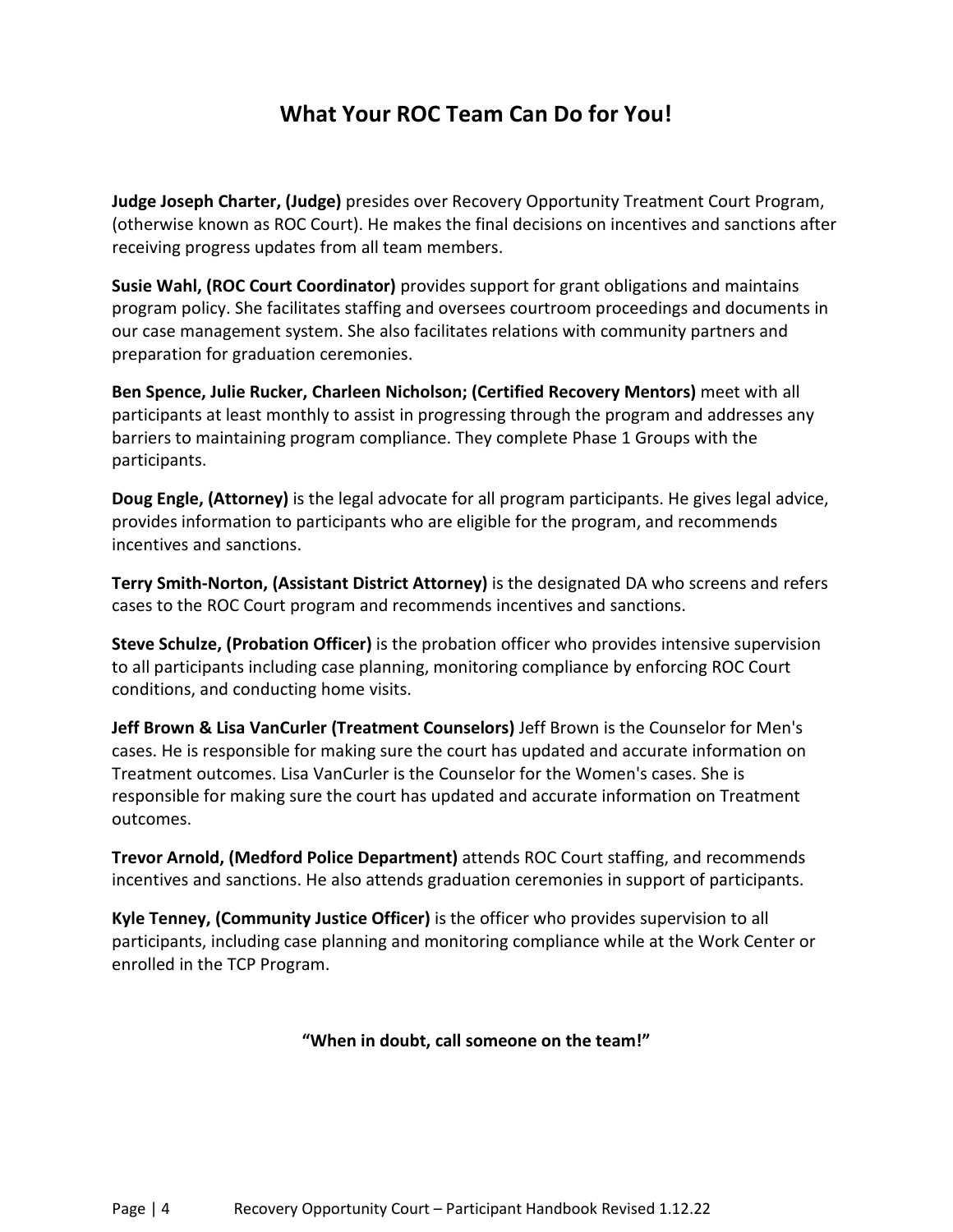# What Your ROC Team Can Do for You!

**Judge Joseph Charter, (Judge)** presides over Recovery Opportunity Treatment Court Program, (otherwise known as ROC Court). He makes the final decisions on incentives and sanctions after receiving progress updates from all team members.

**Susie Wahl, (ROC Court Coordinator)** provides support for grant obligations and maintains program policy. She facilitates staffing and oversees courtroom proceedings and documents in our case management system. She also facilitates relations with community partners and preparation for graduation ceremonies.

**Ben Spence, Julie Rucker, Charleen Nicholson; (Certified Recovery Mentors)** meet with all participants at least monthly to assist in progressing through the program and addresses any barriers to maintaining program compliance. They complete Phase 1 Groups with the participants.

**Doug Engle, (Attorney)** is the legal advocate for all program participants. He gives legal advice, provides information to participants who are eligible for the program, and recommends incentives and sanctions.

**Terry Smith-Norton, (Assistant District Attorney)** is the designated DA who screens and refers cases to the ROC Court program and recommends incentives and sanctions.

**Steve Schulze, (Probation Officer)** is the probation officer who provides intensive supervision to all participants including case planning, monitoring compliance by enforcing ROC Court conditions, and conducting home visits.

**Jeff Brown & Lisa VanCurler (Treatment Counselors)** Jeff Brown is the Counselor for Men's cases. He is responsible for making sure the court has updated and accurate information on Treatment outcomes. Lisa VanCurler is the Counselor for the Women's cases. She is responsible for making sure the court has updated and accurate information on Treatment outcomes.

**Trevor Arnold, (Medford Police Department)** attends ROC Court staffing, and recommends incentives and sanctions. He also attends graduation ceremonies in support of participants.

**Kyle Tenney, (Community Justice Officer)** is the officer who provides supervision to all participants, including case planning and monitoring compliance while at the Work Center or enrolled in the TCP Program.

**"When in doubt, call someone on the team!"**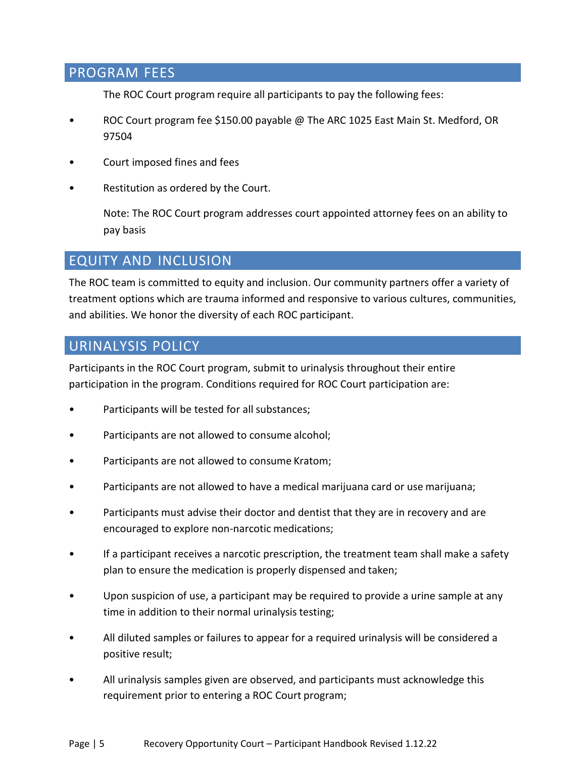## PROGRAM FEES

The ROC Court program require all participants to pay the following fees:

- ROC Court program fee $150.00 payable @ The ARC 1025 East Main St. Medford, OR 97504
- Court imposed fines and fees
- Restitution as ordered by the Court.

Note: The ROC Court program addresses court appointed attorney fees on an ability to pay basis

## EQUITY AND INCLUSION

The ROC team is committed to equity and inclusion. Our community partners offer a variety of treatment options which are trauma informed and responsive to various cultures, communities, and abilities. We honor the diversity of each ROC participant.

## URINALYSIS POLICY

Participants in the ROC Court program, submit to urinalysis throughout their entire participation in the program. Conditions required for ROC Court participation are:

- Participants will be tested for all substances;
- Participants are not allowed to consume alcohol;
- Participants are not allowed to consume Kratom;
- Participants are not allowed to have a medical marijuana card or use marijuana;
- Participants must advise their doctor and dentist that they are in recovery and are encouraged to explore non-narcotic medications;
- If a participant receives a narcotic prescription, the treatment team shall make a safety plan to ensure the medication is properly dispensed and taken;
- Upon suspicion of use, a participant may be required to provide a urine sample at any time in addition to their normal urinalysis testing;
- All diluted samples or failures to appear for a required urinalysis will be considered a positive result;
- All urinalysis samples given are observed, and participants must acknowledge this requirement prior to entering a ROC Court program;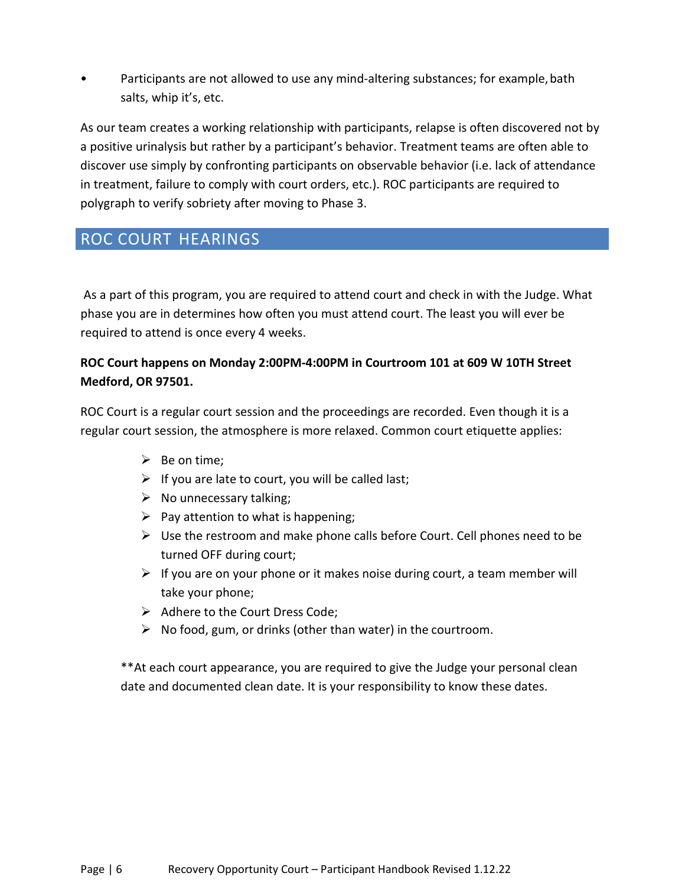- Participants are not allowed to use any mind-altering substances; for example, bath salts, whip it's, etc.

As our team creates a working relationship with participants, relapse is often discovered not by a positive urinalysis but rather by a participant's behavior. Treatment teams are often able to discover use simply by confronting participants on observable behavior (i.e. lack of attendance in treatment, failure to comply with court orders, etc.). ROC participants are required to polygraph to verify sobriety after moving to Phase 3.

## ROC COURT HEARINGS

As a part of this program, you are required to attend court and check in with the Judge. What phase you are in determines how often you must attend court. The least you will ever be required to attend is once every 4 weeks.

**ROC Court happens on Monday 2:00PM-4:00PM in Courtroom 101 at 609 W 10TH Street Medford, OR 97501.**

ROC Court is a regular court session and the proceedings are recorded. Even though it is a regular court session, the atmosphere is more relaxed. Common court etiquette applies:

- Be on time;
- If you are late to court, you will be called last;
- No unnecessary talking;
- Pay attention to what is happening;
- Use the restroom and make phone calls before Court. Cell phones need to be turned OFF during court;
- If you are on your phone or it makes noise during court, a team member will take your phone;
- Adhere to the Court Dress Code;
- No food, gum, or drinks (other than water) in the courtroom.

**At each court appearance, you are required to give the Judge your personal clean date and documented clean date. It is your responsibility to know these dates.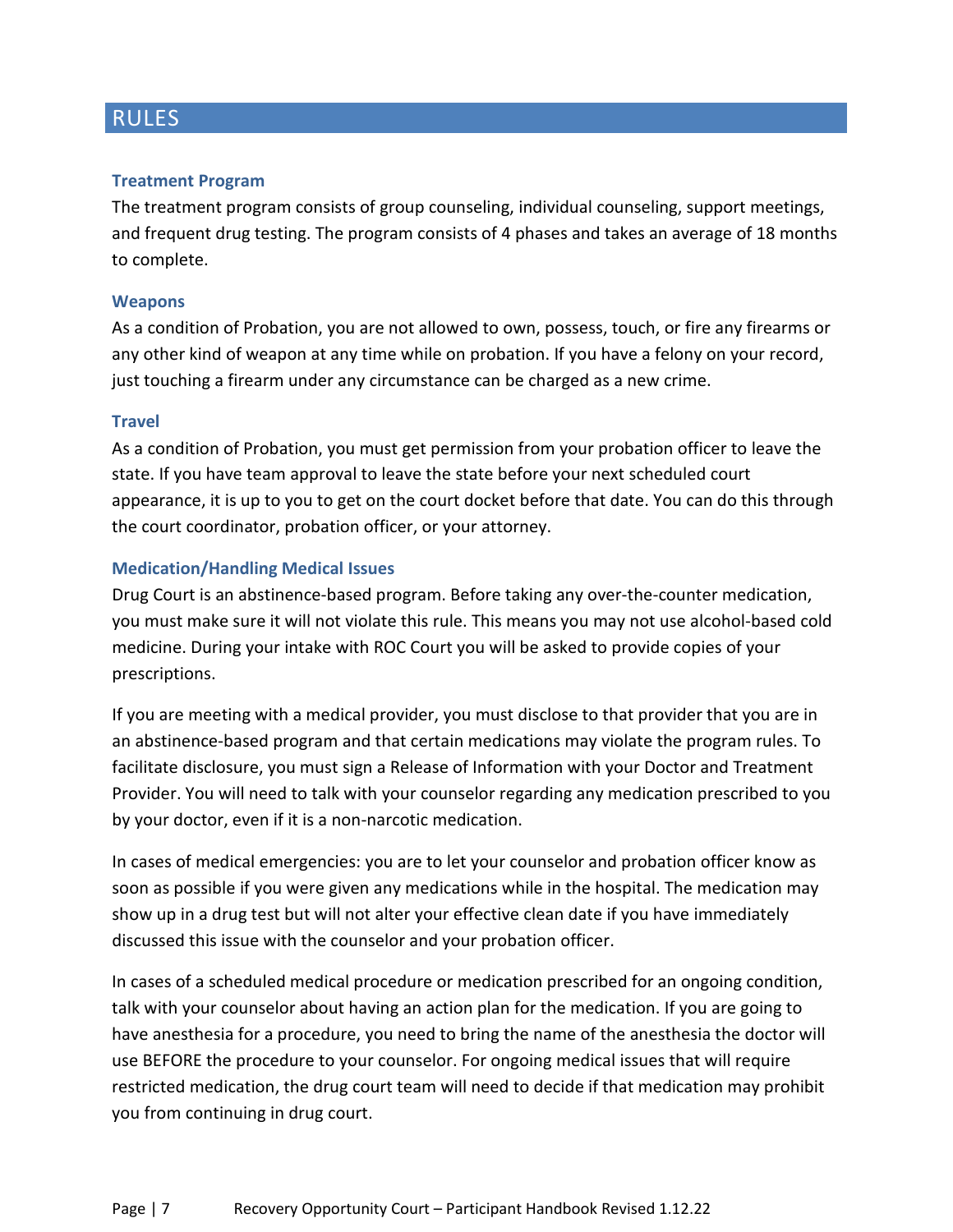## RULES

### Treatment Program

The treatment program consists of group counseling, individual counseling, support meetings, and frequent drug testing. The program consists of 4 phases and takes an average of 18 months to complete.

### Weapons

As a condition of Probation, you are not allowed to own, possess, touch, or fire any firearms or any other kind of weapon at any time while on probation. If you have a felony on your record, just touching a firearm under any circumstance can be charged as a new crime.

### Travel

As a condition of Probation, you must get permission from your probation officer to leave the state. If you have team approval to leave the state before your next scheduled court appearance, it is up to you to get on the court docket before that date. You can do this through the court coordinator, probation officer, or your attorney.

### Medication/Handling Medical Issues

Drug Court is an abstinence-based program. Before taking any over-the-counter medication, you must make sure it will not violate this rule. This means you may not use alcohol-based cold medicine. During your intake with ROC Court you will be asked to provide copies of your prescriptions.

If you are meeting with a medical provider, you must disclose to that provider that you are in an abstinence-based program and that certain medications may violate the program rules. To facilitate disclosure, you must sign a Release of Information with your Doctor and Treatment Provider. You will need to talk with your counselor regarding any medication prescribed to you by your doctor, even if it is a non-narcotic medication.

In cases of medical emergencies: you are to let your counselor and probation officer know as soon as possible if you were given any medications while in the hospital. The medication may show up in a drug test but will not alter your effective clean date if you have immediately discussed this issue with the counselor and your probation officer.

In cases of a scheduled medical procedure or medication prescribed for an ongoing condition, talk with your counselor about having an action plan for the medication. If you are going to have anesthesia for a procedure, you need to bring the name of the anesthesia the doctor will use BEFORE the procedure to your counselor. For ongoing medical issues that will require restricted medication, the drug court team will need to decide if that medication may prohibit you from continuing in drug court.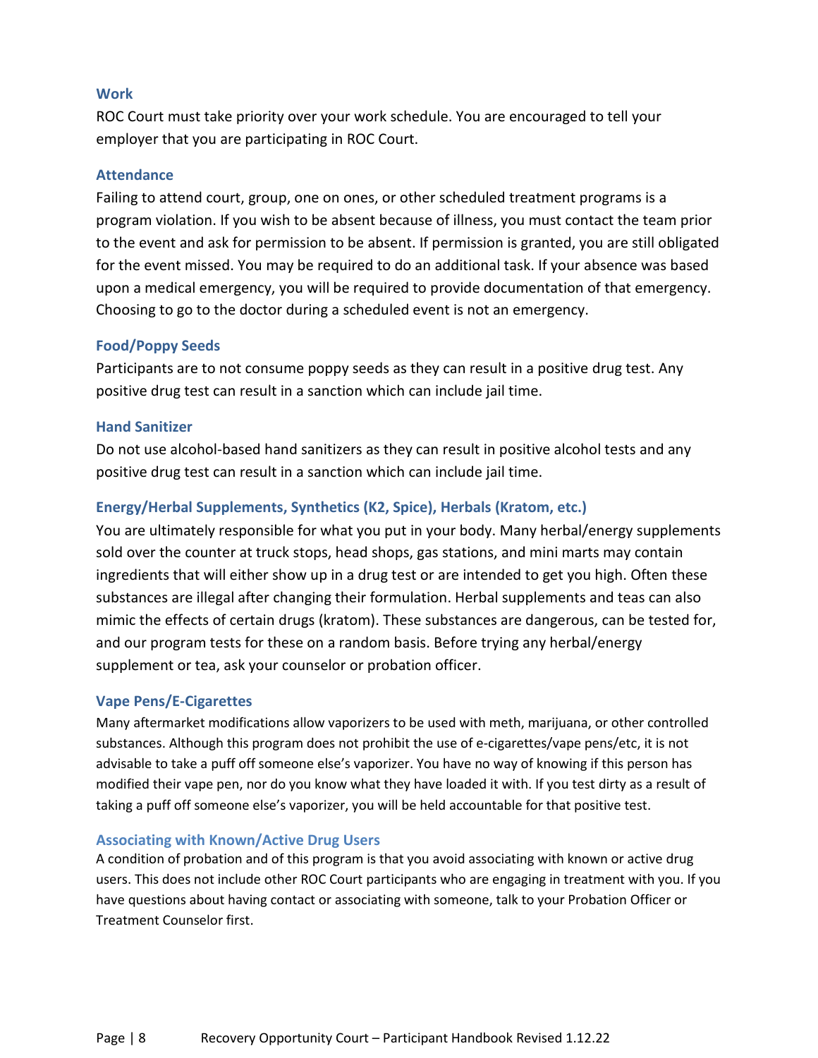### Work

ROC Court must take priority over your work schedule. You are encouraged to tell your employer that you are participating in ROC Court.

### Attendance

Failing to attend court, group, one on ones, or other scheduled treatment programs is a program violation. If you wish to be absent because of illness, you must contact the team prior to the event and ask for permission to be absent. If permission is granted, you are still obligated for the event missed. You may be required to do an additional task. If your absence was based upon a medical emergency, you will be required to provide documentation of that emergency. Choosing to go to the doctor during a scheduled event is not an emergency.

### Food/Poppy Seeds

Participants are to not consume poppy seeds as they can result in a positive drug test. Any positive drug test can result in a sanction which can include jail time.

### Hand Sanitizer

Do not use alcohol-based hand sanitizers as they can result in positive alcohol tests and any positive drug test can result in a sanction which can include jail time.

### Energy/Herbal Supplements, Synthetics (K2, Spice), Herbals (Kratom, etc.)

You are ultimately responsible for what you put in your body. Many herbal/energy supplements sold over the counter at truck stops, head shops, gas stations, and mini marts may contain ingredients that will either show up in a drug test or are intended to get you high. Often these substances are illegal after changing their formulation. Herbal supplements and teas can also mimic the effects of certain drugs (kratom). These substances are dangerous, can be tested for, and our program tests for these on a random basis. Before trying any herbal/energy supplement or tea, ask your counselor or probation officer.

### Vape Pens/E-Cigarettes

Many aftermarket modifications allow vaporizers to be used with meth, marijuana, or other controlled substances. Although this program does not prohibit the use of e-cigarettes/vape pens/etc, it is not advisable to take a puff off someone else's vaporizer. You have no way of knowing if this person has modified their vape pen, nor do you know what they have loaded it with. If you test dirty as a result of taking a puff off someone else's vaporizer, you will be held accountable for that positive test.

### Associating with Known/Active Drug Users

A condition of probation and of this program is that you avoid associating with known or active drug users. This does not include other ROC Court participants who are engaging in treatment with you. If you have questions about having contact or associating with someone, talk to your Probation Officer or Treatment Counselor first.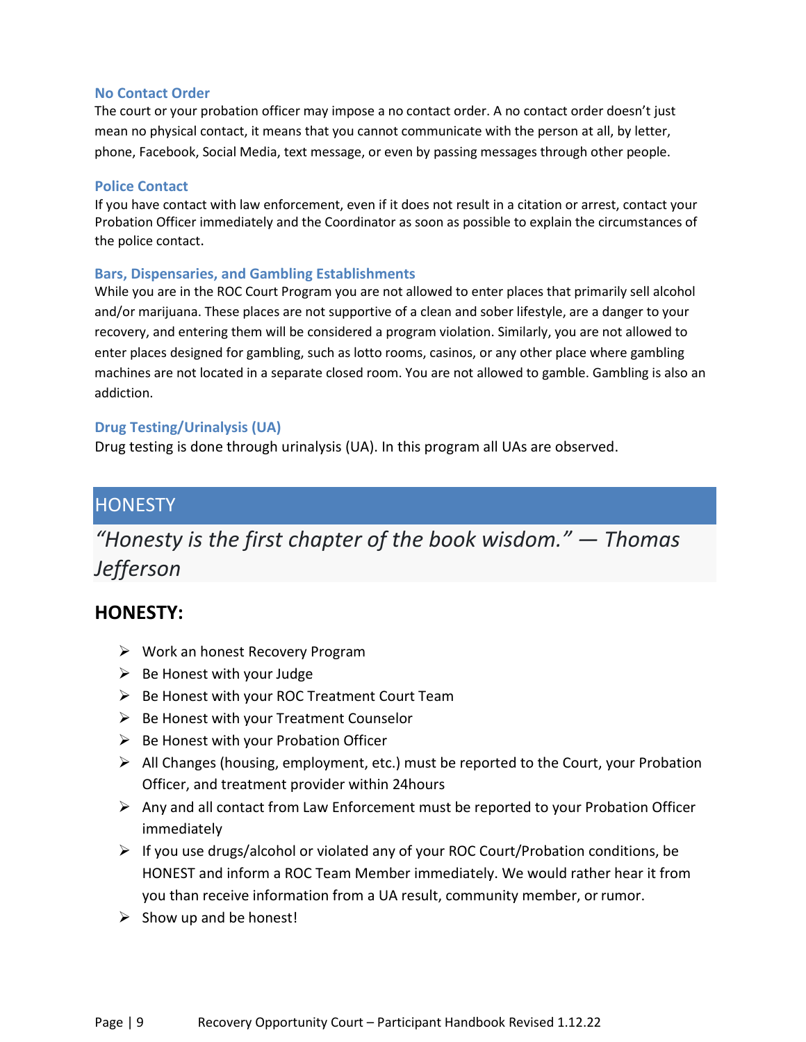### No Contact Order

The court or your probation officer may impose a no contact order. A no contact order doesn't just mean no physical contact, it means that you cannot communicate with the person at all, by letter, phone, Facebook, Social Media, text message, or even by passing messages through other people.

### Police Contact

If you have contact with law enforcement, even if it does not result in a citation or arrest, contact your Probation Officer immediately and the Coordinator as soon as possible to explain the circumstances of the police contact.

### Bars, Dispensaries, and Gambling Establishments

While you are in the ROC Court Program you are not allowed to enter places that primarily sell alcohol and/or marijuana. These places are not supportive of a clean and sober lifestyle, are a danger to your recovery, and entering them will be considered a program violation. Similarly, you are not allowed to enter places designed for gambling, such as lotto rooms, casinos, or any other place where gambling machines are not located in a separate closed room. You are not allowed to gamble. Gambling is also an addiction.

### Drug Testing/Urinalysis (UA)

Drug testing is done through urinalysis (UA). In this program all UAs are observed.

# HONESTY

*"Honesty is the first chapter of the book wisdom." — Thomas Jefferson*

## HONESTY:

- Work an honest Recovery Program
- Be Honest with your Judge
- Be Honest with your ROC Treatment Court Team
- Be Honest with your Treatment Counselor
- Be Honest with your Probation Officer
- All Changes (housing, employment, etc.) must be reported to the Court, your Probation Officer, and treatment provider within 24hours
- Any and all contact from Law Enforcement must be reported to your Probation Officer immediately
- If you use drugs/alcohol or violated any of your ROC Court/Probation conditions, be HONEST and inform a ROC Team Member immediately. We would rather hear it from you than receive information from a UA result, community member, or rumor.
- Show up and be honest!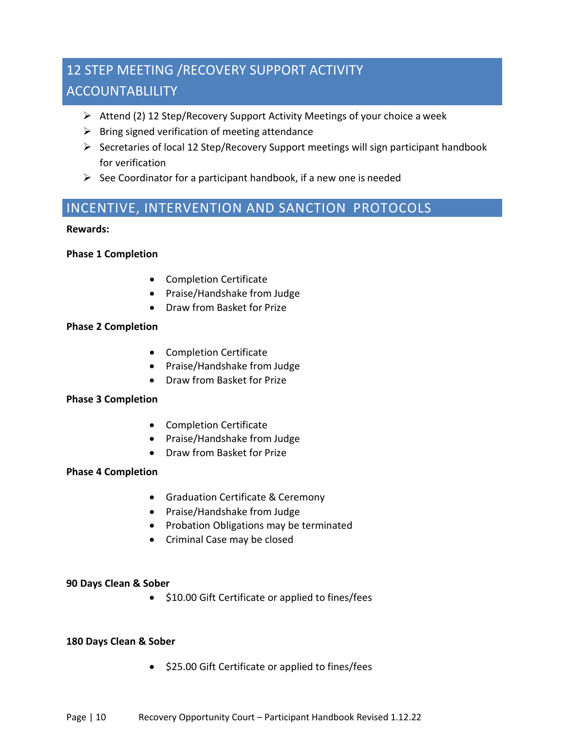## 12 STEP MEETING /RECOVERY SUPPORT ACTIVITY ACCOUNTABLILITY

- Attend (2) 12 Step/Recovery Support Activity Meetings of your choice a week
- Bring signed verification of meeting attendance
- Secretaries of local 12 Step/Recovery Support meetings will sign participant handbook for verification
- See Coordinator for a participant handbook, if a new one is needed

## INCENTIVE, INTERVENTION AND SANCTION PROTOCOLS

**Rewards:**

**Phase 1 Completion**

- Completion Certificate
- Praise/Handshake from Judge
- Draw from Basket for Prize

**Phase 2 Completion**

- Completion Certificate
- Praise/Handshake from Judge
- Draw from Basket for Prize

**Phase 3 Completion**

- Completion Certificate
- Praise/Handshake from Judge
- Draw from Basket for Prize

**Phase 4 Completion**

- Graduation Certificate & Ceremony
- Praise/Handshake from Judge
- Probation Obligations may be terminated
- Criminal Case may be closed

**90 Days Clean & Sober**

- $10.00 Gift Certificate or applied to fines/fees

**180 Days Clean & Sober**

- $25.00 Gift Certificate or applied to fines/fees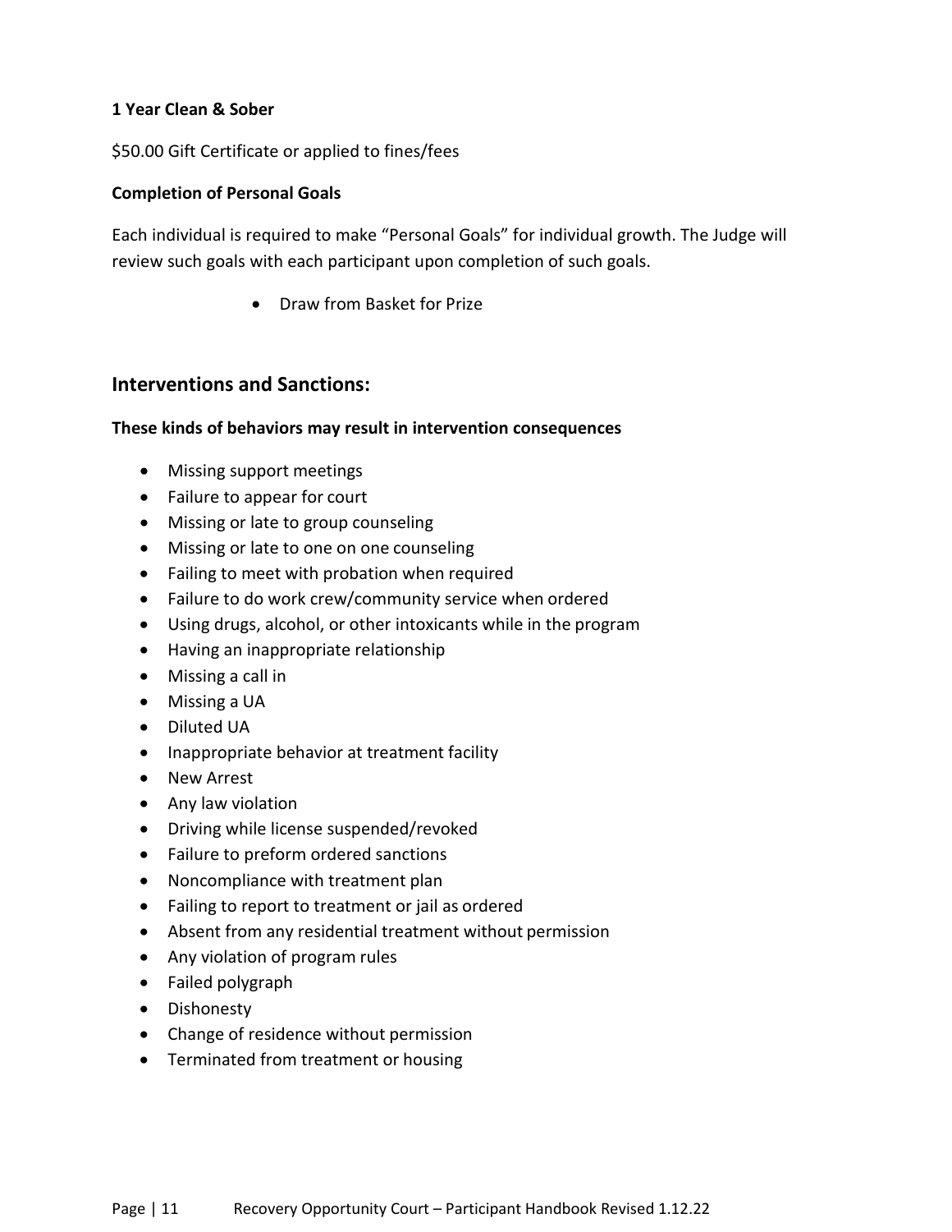**1 Year Clean & Sober**

$50.00 Gift Certificate or applied to fines/fees

**Completion of Personal Goals**

Each individual is required to make "Personal Goals" for individual growth. The Judge will review such goals with each participant upon completion of such goals.

- Draw from Basket for Prize

## Interventions and Sanctions:

**These kinds of behaviors may result in intervention consequences**

- Missing support meetings
- Failure to appear for court
- Missing or late to group counseling
- Missing or late to one on one counseling
- Failing to meet with probation when required
- Failure to do work crew/community service when ordered
- Using drugs, alcohol, or other intoxicants while in the program
- Having an inappropriate relationship
- Missing a call in
- Missing a UA
- Diluted UA
- Inappropriate behavior at treatment facility
- New Arrest
- Any law violation
- Driving while license suspended/revoked
- Failure to preform ordered sanctions
- Noncompliance with treatment plan
- Failing to report to treatment or jail as ordered
- Absent from any residential treatment without permission
- Any violation of program rules
- Failed polygraph
- Dishonesty
- Change of residence without permission
- Terminated from treatment or housing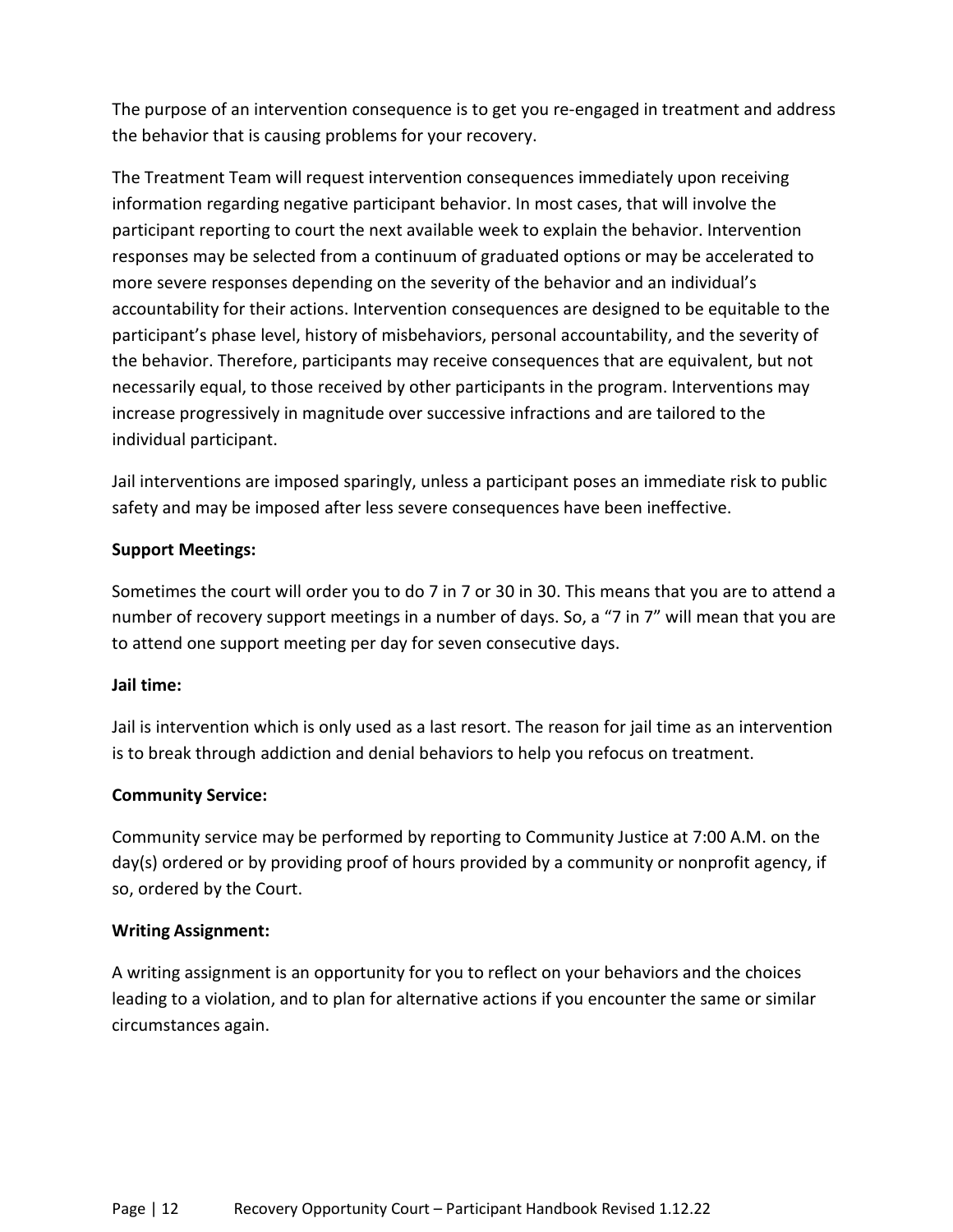The purpose of an intervention consequence is to get you re-engaged in treatment and address the behavior that is causing problems for your recovery.

The Treatment Team will request intervention consequences immediately upon receiving information regarding negative participant behavior. In most cases, that will involve the participant reporting to court the next available week to explain the behavior. Intervention responses may be selected from a continuum of graduated options or may be accelerated to more severe responses depending on the severity of the behavior and an individual's accountability for their actions. Intervention consequences are designed to be equitable to the participant's phase level, history of misbehaviors, personal accountability, and the severity of the behavior. Therefore, participants may receive consequences that are equivalent, but not necessarily equal, to those received by other participants in the program. Interventions may increase progressively in magnitude over successive infractions and are tailored to the individual participant.

Jail interventions are imposed sparingly, unless a participant poses an immediate risk to public safety and may be imposed after less severe consequences have been ineffective.

**Support Meetings:**

Sometimes the court will order you to do 7 in 7 or 30 in 30. This means that you are to attend a number of recovery support meetings in a number of days. So, a "7 in 7" will mean that you are to attend one support meeting per day for seven consecutive days.

**Jail time:**

Jail is intervention which is only used as a last resort. The reason for jail time as an intervention is to break through addiction and denial behaviors to help you refocus on treatment.

**Community Service:**

Community service may be performed by reporting to Community Justice at 7:00 A.M. on the day(s) ordered or by providing proof of hours provided by a community or nonprofit agency, if so, ordered by the Court.

**Writing Assignment:**

A writing assignment is an opportunity for you to reflect on your behaviors and the choices leading to a violation, and to plan for alternative actions if you encounter the same or similar circumstances again.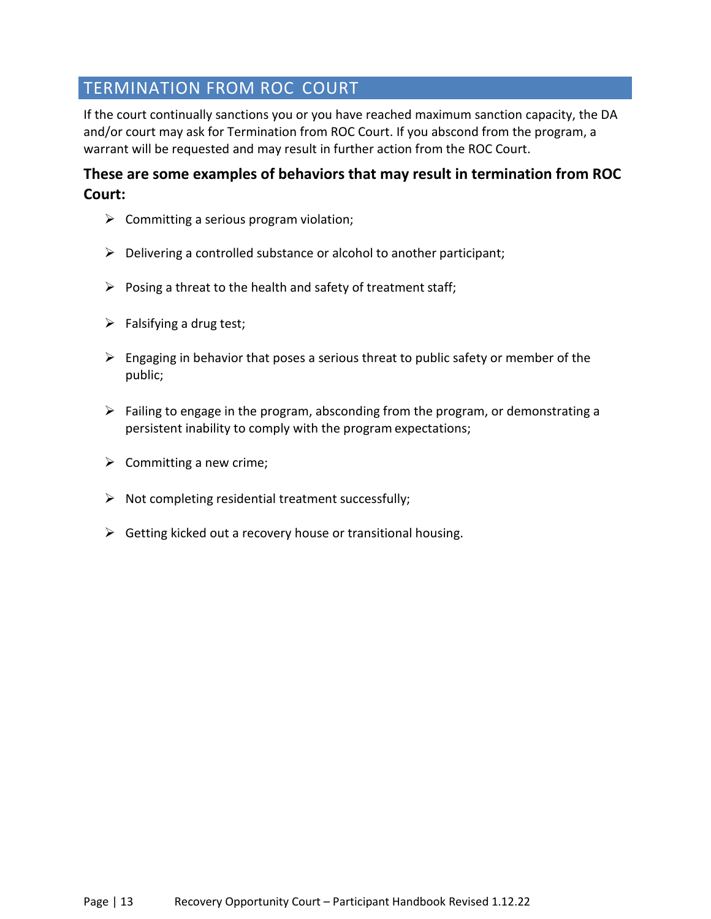## TERMINATION FROM ROC COURT

If the court continually sanctions you or you have reached maximum sanction capacity, the DA and/or court may ask for Termination from ROC Court. If you abscond from the program, a warrant will be requested and may result in further action from the ROC Court.

### These are some examples of behaviors that may result in termination from ROC Court:

- Committing a serious program violation;
- Delivering a controlled substance or alcohol to another participant;
- Posing a threat to the health and safety of treatment staff;
- Falsifying a drug test;
- Engaging in behavior that poses a serious threat to public safety or member of the public;
- Failing to engage in the program, absconding from the program, or demonstrating a persistent inability to comply with the program expectations;
- Committing a new crime;
- Not completing residential treatment successfully;
- Getting kicked out a recovery house or transitional housing.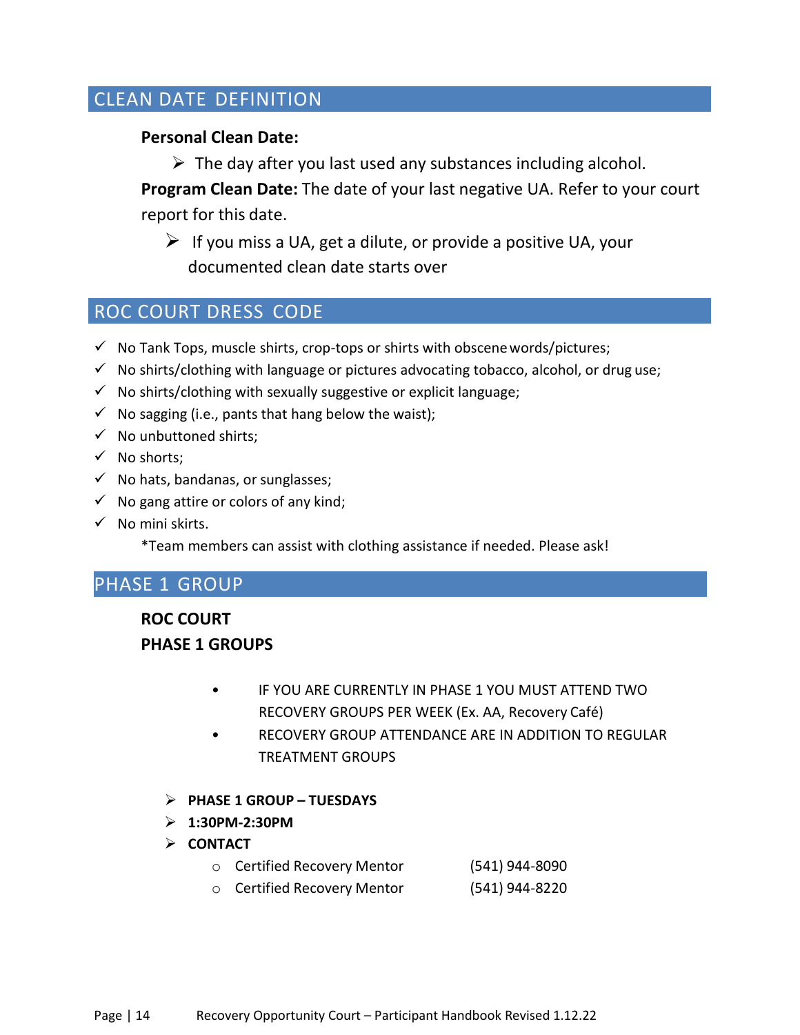## CLEAN DATE DEFINITION

**Personal Clean Date:**

- The day after you last used any substances including alcohol.

**Program Clean Date:** The date of your last negative UA. Refer to your court report for this date.

- If you miss a UA, get a dilute, or provide a positive UA, your documented clean date starts over

## ROC COURT DRESS CODE

- ✓ No Tank Tops, muscle shirts, crop-tops or shirts with obscene words/pictures;
- ✓ No shirts/clothing with language or pictures advocating tobacco, alcohol, or drug use;
- ✓ No shirts/clothing with sexually suggestive or explicit language;
- ✓ No sagging (i.e., pants that hang below the waist);
- ✓ No unbuttoned shirts;
- ✓ No shorts;
- ✓ No hats, bandanas, or sunglasses;
- ✓ No gang attire or colors of any kind;
- ✓ No mini skirts.

*Team members can assist with clothing assistance if needed. Please ask!

## PHASE 1 GROUP

**ROC COURT**

**PHASE 1 GROUPS**

- IF YOU ARE CURRENTLY IN PHASE 1 YOU MUST ATTEND TWO RECOVERY GROUPS PER WEEK (Ex. AA, Recovery Café)
- RECOVERY GROUP ATTENDANCE ARE IN ADDITION TO REGULAR TREATMENT GROUPS

- **PHASE 1 GROUP – TUESDAYS**
- **1:30PM-2:30PM**
- **CONTACT**
  - Certified Recovery Mentor (541) 944-8090
  - Certified Recovery Mentor (541) 944-8220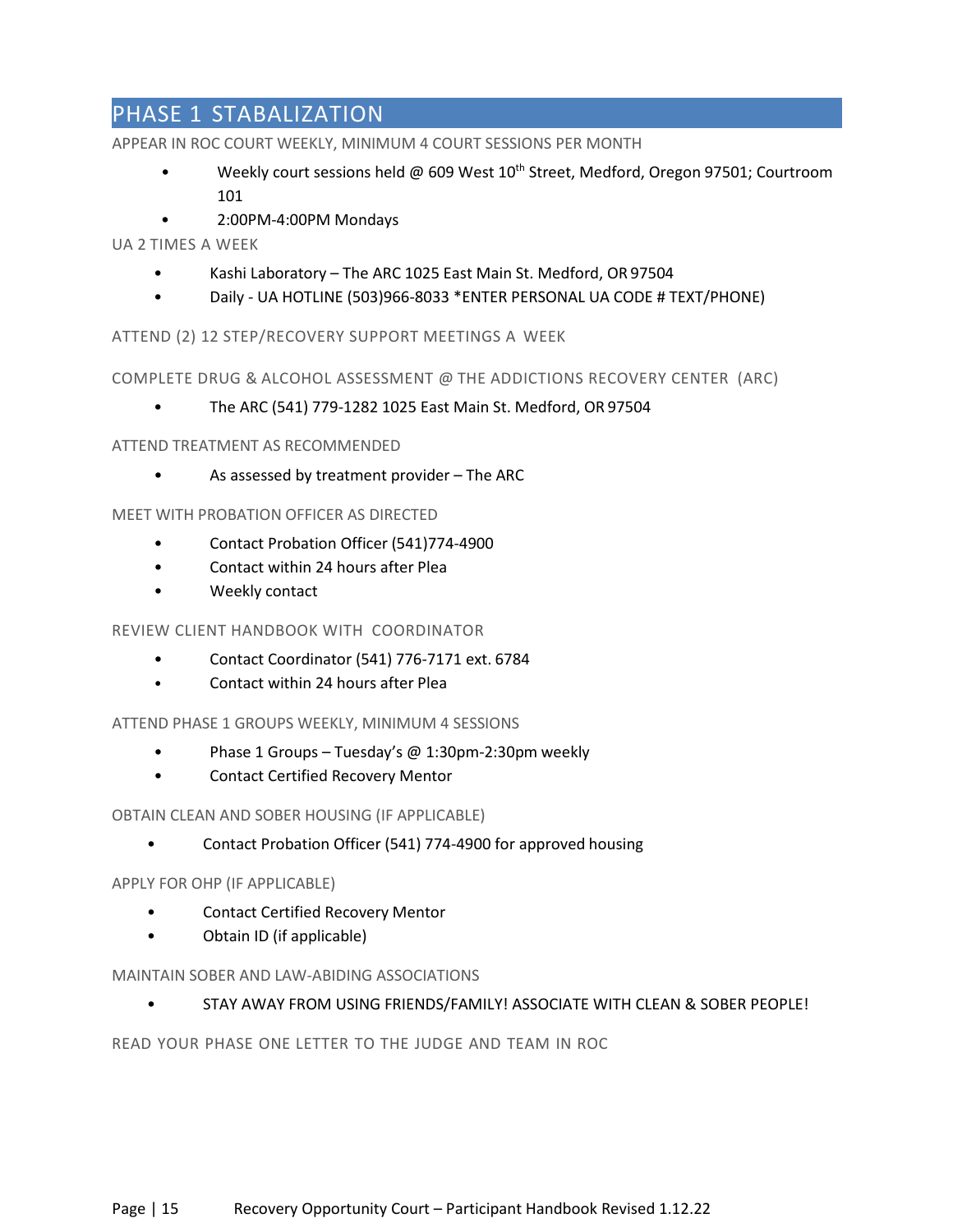# PHASE 1 STABALIZATION

### APPEAR IN ROC COURT WEEKLY, MINIMUM 4 COURT SESSIONS PER MONTH

- Weekly court sessions held @ 609 West 10th Street, Medford, Oregon 97501; Courtroom 101
- 2:00PM-4:00PM Mondays

### UA 2 TIMES A WEEK

- Kashi Laboratory – The ARC 1025 East Main St. Medford, OR 97504
- Daily - UA HOTLINE (503)966-8033 *ENTER PERSONAL UA CODE # TEXT/PHONE)

### ATTEND (2) 12 STEP/RECOVERY SUPPORT MEETINGS A WEEK

### COMPLETE DRUG & ALCOHOL ASSESSMENT @ THE ADDICTIONS RECOVERY CENTER (ARC)

- The ARC (541) 779-1282 1025 East Main St. Medford, OR 97504

### ATTEND TREATMENT AS RECOMMENDED

- As assessed by treatment provider – The ARC

### MEET WITH PROBATION OFFICER AS DIRECTED

- Contact Probation Officer (541)774-4900
- Contact within 24 hours after Plea
- Weekly contact

### REVIEW CLIENT HANDBOOK WITH COORDINATOR

- Contact Coordinator (541) 776-7171 ext. 6784
- Contact within 24 hours after Plea

### ATTEND PHASE 1 GROUPS WEEKLY, MINIMUM 4 SESSIONS

- Phase 1 Groups – Tuesday's @ 1:30pm-2:30pm weekly
- Contact Certified Recovery Mentor

### OBTAIN CLEAN AND SOBER HOUSING (IF APPLICABLE)

- Contact Probation Officer (541) 774-4900 for approved housing

### APPLY FOR OHP (IF APPLICABLE)

- Contact Certified Recovery Mentor
- Obtain ID (if applicable)

### MAINTAIN SOBER AND LAW-ABIDING ASSOCIATIONS

- STAY AWAY FROM USING FRIENDS/FAMILY! ASSOCIATE WITH CLEAN & SOBER PEOPLE!

### READ YOUR PHASE ONE LETTER TO THE JUDGE AND TEAM IN ROC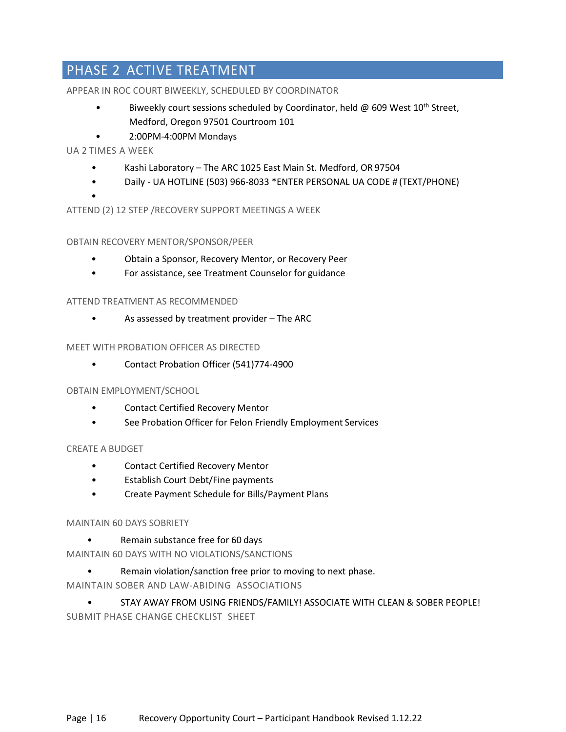## PHASE 2 ACTIVE TREATMENT

### APPEAR IN ROC COURT BIWEEKLY, SCHEDULED BY COORDINATOR

- Biweekly court sessions scheduled by Coordinator, held @ 609 West 10th Street, Medford, Oregon 97501 Courtroom 101
- 2:00PM-4:00PM Mondays

### UA 2 TIMES A WEEK

- Kashi Laboratory – The ARC 1025 East Main St. Medford, OR 97504
- Daily - UA HOTLINE (503) 966-8033 *ENTER PERSONAL UA CODE # (TEXT/PHONE)
- 

### ATTEND (2) 12 STEP /RECOVERY SUPPORT MEETINGS A WEEK

### OBTAIN RECOVERY MENTOR/SPONSOR/PEER

- Obtain a Sponsor, Recovery Mentor, or Recovery Peer
- For assistance, see Treatment Counselor for guidance

### ATTEND TREATMENT AS RECOMMENDED

- As assessed by treatment provider – The ARC

### MEET WITH PROBATION OFFICER AS DIRECTED

- Contact Probation Officer (541)774-4900

### OBTAIN EMPLOYMENT/SCHOOL

- Contact Certified Recovery Mentor
- See Probation Officer for Felon Friendly Employment Services

### CREATE A BUDGET

- Contact Certified Recovery Mentor
- Establish Court Debt/Fine payments
- Create Payment Schedule for Bills/Payment Plans

### MAINTAIN 60 DAYS SOBRIETY

- Remain substance free for 60 days

### MAINTAIN 60 DAYS WITH NO VIOLATIONS/SANCTIONS

- Remain violation/sanction free prior to moving to next phase.

### MAINTAIN SOBER AND LAW-ABIDING ASSOCIATIONS

- STAY AWAY FROM USING FRIENDS/FAMILY! ASSOCIATE WITH CLEAN & SOBER PEOPLE!

### SUBMIT PHASE CHANGE CHECKLIST SHEET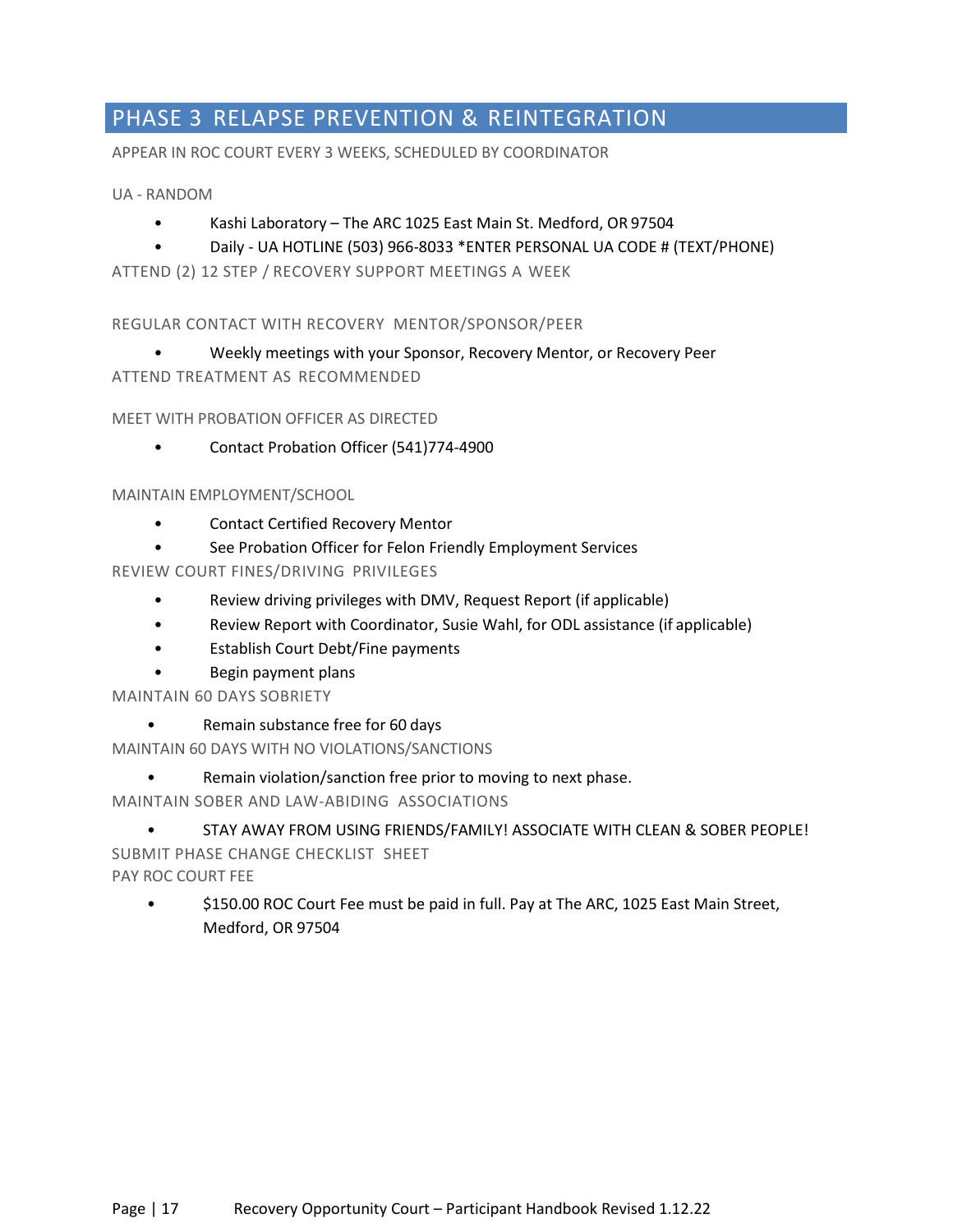## PHASE 3 RELAPSE PREVENTION & REINTEGRATION

APPEAR IN ROC COURT EVERY 3 WEEKS, SCHEDULED BY COORDINATOR

UA - RANDOM

- Kashi Laboratory – The ARC 1025 East Main St. Medford, OR 97504
- Daily - UA HOTLINE (503) 966-8033 *ENTER PERSONAL UA CODE # (TEXT/PHONE)

ATTEND (2) 12 STEP / RECOVERY SUPPORT MEETINGS A WEEK

REGULAR CONTACT WITH RECOVERY MENTOR/SPONSOR/PEER

- Weekly meetings with your Sponsor, Recovery Mentor, or Recovery Peer

ATTEND TREATMENT AS RECOMMENDED

MEET WITH PROBATION OFFICER AS DIRECTED

- Contact Probation Officer (541)774-4900

MAINTAIN EMPLOYMENT/SCHOOL

- Contact Certified Recovery Mentor
- See Probation Officer for Felon Friendly Employment Services

REVIEW COURT FINES/DRIVING PRIVILEGES

- Review driving privileges with DMV, Request Report (if applicable)
- Review Report with Coordinator, Susie Wahl, for ODL assistance (if applicable)
- Establish Court Debt/Fine payments
- Begin payment plans

MAINTAIN 60 DAYS SOBRIETY

- Remain substance free for 60 days

MAINTAIN 60 DAYS WITH NO VIOLATIONS/SANCTIONS

- Remain violation/sanction free prior to moving to next phase.

MAINTAIN SOBER AND LAW-ABIDING ASSOCIATIONS

- STAY AWAY FROM USING FRIENDS/FAMILY! ASSOCIATE WITH CLEAN & SOBER PEOPLE!

SUBMIT PHASE CHANGE CHECKLIST SHEET

PAY ROC COURT FEE

- $150.00 ROC Court Fee must be paid in full. Pay at The ARC, 1025 East Main Street, Medford, OR 97504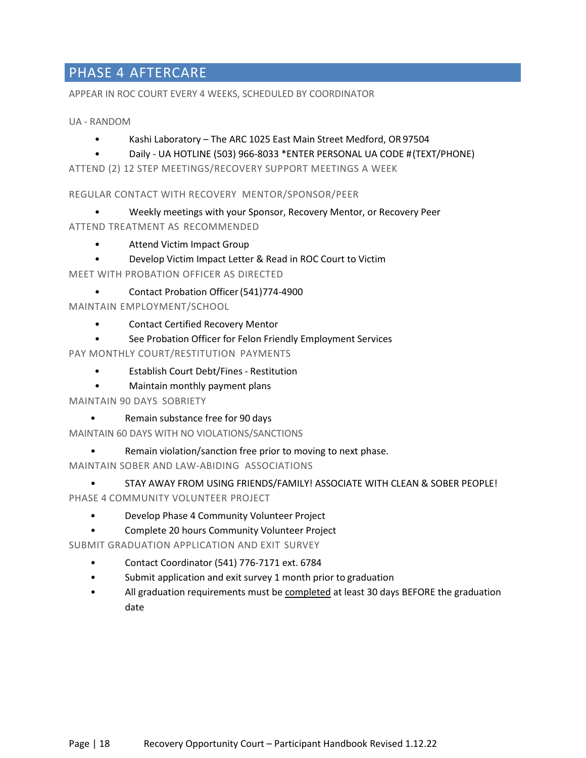## PHASE 4 AFTERCARE

APPEAR IN ROC COURT EVERY 4 WEEKS, SCHEDULED BY COORDINATOR

UA - RANDOM

- Kashi Laboratory – The ARC 1025 East Main Street Medford, OR 97504
- Daily - UA HOTLINE (503) 966-8033 *ENTER PERSONAL UA CODE # (TEXT/PHONE)

ATTEND (2) 12 STEP MEETINGS/RECOVERY SUPPORT MEETINGS A WEEK

REGULAR CONTACT WITH RECOVERY MENTOR/SPONSOR/PEER

- Weekly meetings with your Sponsor, Recovery Mentor, or Recovery Peer

ATTEND TREATMENT AS RECOMMENDED

- Attend Victim Impact Group
- Develop Victim Impact Letter & Read in ROC Court to Victim

MEET WITH PROBATION OFFICER AS DIRECTED

- Contact Probation Officer (541)774-4900

MAINTAIN EMPLOYMENT/SCHOOL

- Contact Certified Recovery Mentor
- See Probation Officer for Felon Friendly Employment Services

PAY MONTHLY COURT/RESTITUTION PAYMENTS

- Establish Court Debt/Fines - Restitution
- Maintain monthly payment plans

MAINTAIN 90 DAYS SOBRIETY

- Remain substance free for 90 days

MAINTAIN 60 DAYS WITH NO VIOLATIONS/SANCTIONS

- Remain violation/sanction free prior to moving to next phase.

MAINTAIN SOBER AND LAW-ABIDING ASSOCIATIONS

- STAY AWAY FROM USING FRIENDS/FAMILY! ASSOCIATE WITH CLEAN & SOBER PEOPLE!

PHASE 4 COMMUNITY VOLUNTEER PROJECT

- Develop Phase 4 Community Volunteer Project
- Complete 20 hours Community Volunteer Project

SUBMIT GRADUATION APPLICATION AND EXIT SURVEY

- Contact Coordinator (541) 776-7171 ext. 6784
- Submit application and exit survey 1 month prior to graduation
- All graduation requirements must be <u>completed</u> at least 30 days BEFORE the graduation date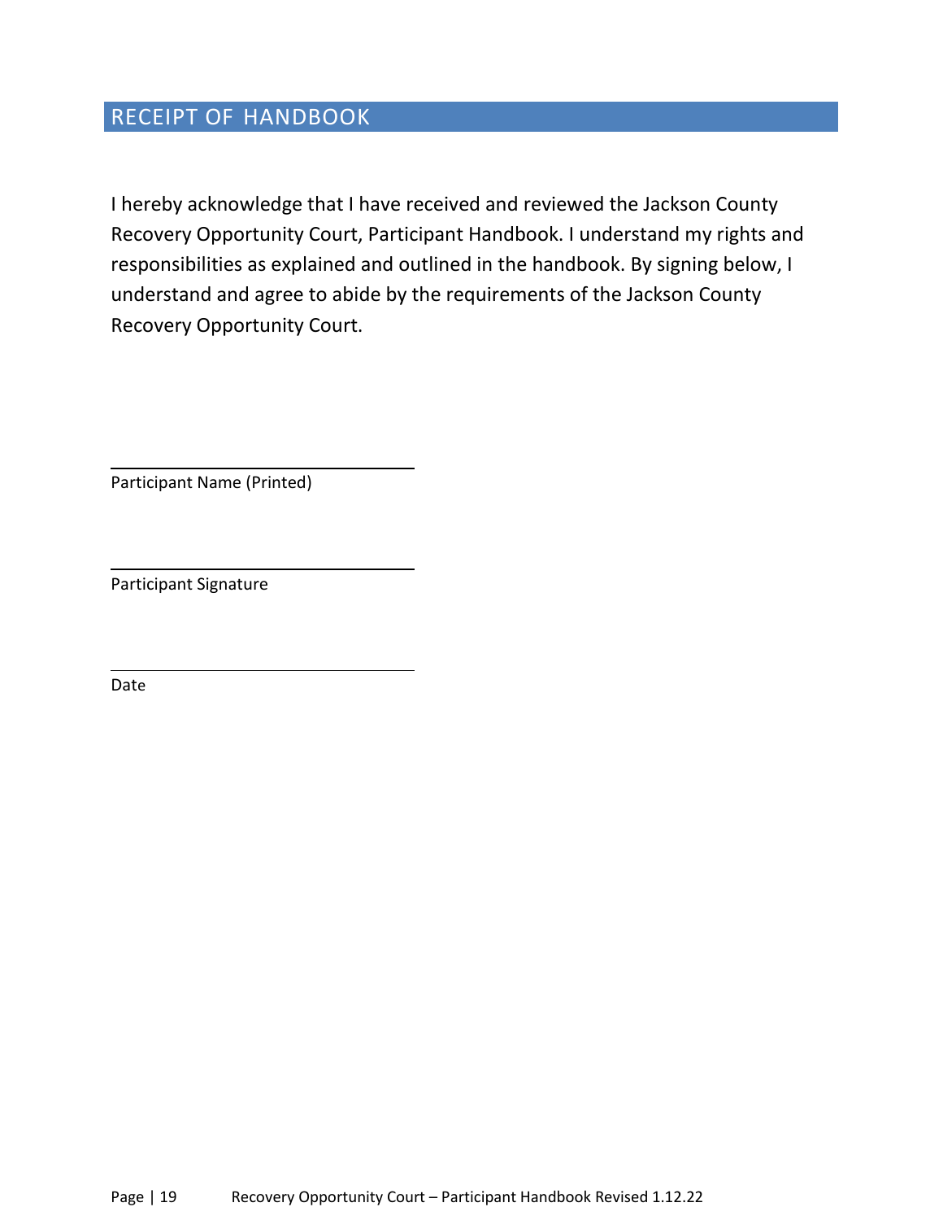## RECEIPT OF HANDBOOK

I hereby acknowledge that I have received and reviewed the Jackson County Recovery Opportunity Court, Participant Handbook. I understand my rights and responsibilities as explained and outlined in the handbook. By signing below, I understand and agree to abide by the requirements of the Jackson County Recovery Opportunity Court.

\_\_\_\_\_\_\_\_\_\_\_\_\_\_\_\_\_\_\_\_\_\_\_\_\_\_\_\_\_\_\_\_
Participant Name (Printed)

\_\_\_\_\_\_\_\_\_\_\_\_\_\_\_\_\_\_\_\_\_\_\_\_\_\_\_\_\_\_\_\_
Participant Signature

\_\_\_\_\_\_\_\_\_\_\_\_\_\_\_\_\_\_\_\_\_\_\_\_\_\_\_\_\_\_\_\_
Date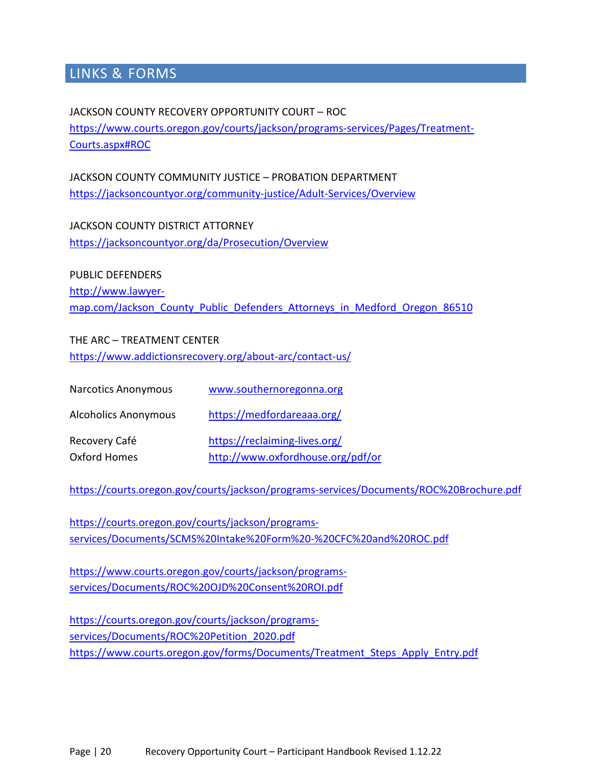## LINKS & FORMS

JACKSON COUNTY RECOVERY OPPORTUNITY COURT – ROC
https://www.courts.oregon.gov/courts/jackson/programs-services/Pages/Treatment-Courts.aspx#ROC

JACKSON COUNTY COMMUNITY JUSTICE – PROBATION DEPARTMENT
https://jacksoncountyor.org/community-justice/Adult-Services/Overview

JACKSON COUNTY DISTRICT ATTORNEY
https://jacksoncountyor.org/da/Prosecution/Overview

PUBLIC DEFENDERS
http://www.lawyer-map.com/Jackson_County_Public_Defenders_Attorneys_in_Medford_Oregon_86510

THE ARC – TREATMENT CENTER
https://www.addictionsrecovery.org/about-arc/contact-us/

| | |
|---|---|
| Narcotics Anonymous | www.southernoregonna.org |
| Alcoholics Anonymous | https://medfordareaaa.org/ |
| Recovery Café | https://reclaiming-lives.org/ |
| Oxford Homes | http://www.oxfordhouse.org/pdf/or |

https://courts.oregon.gov/courts/jackson/programs-services/Documents/ROC%20Brochure.pdf

https://courts.oregon.gov/courts/jackson/programs-services/Documents/SCMS%20Intake%20Form%20-%20CFC%20and%20ROC.pdf

https://www.courts.oregon.gov/courts/jackson/programs-services/Documents/ROC%20OJD%20Consent%20ROI.pdf

https://courts.oregon.gov/courts/jackson/programs-services/Documents/ROC%20Petition_2020.pdf
https://www.courts.oregon.gov/forms/Documents/Treatment_Steps_Apply_Entry.pdf